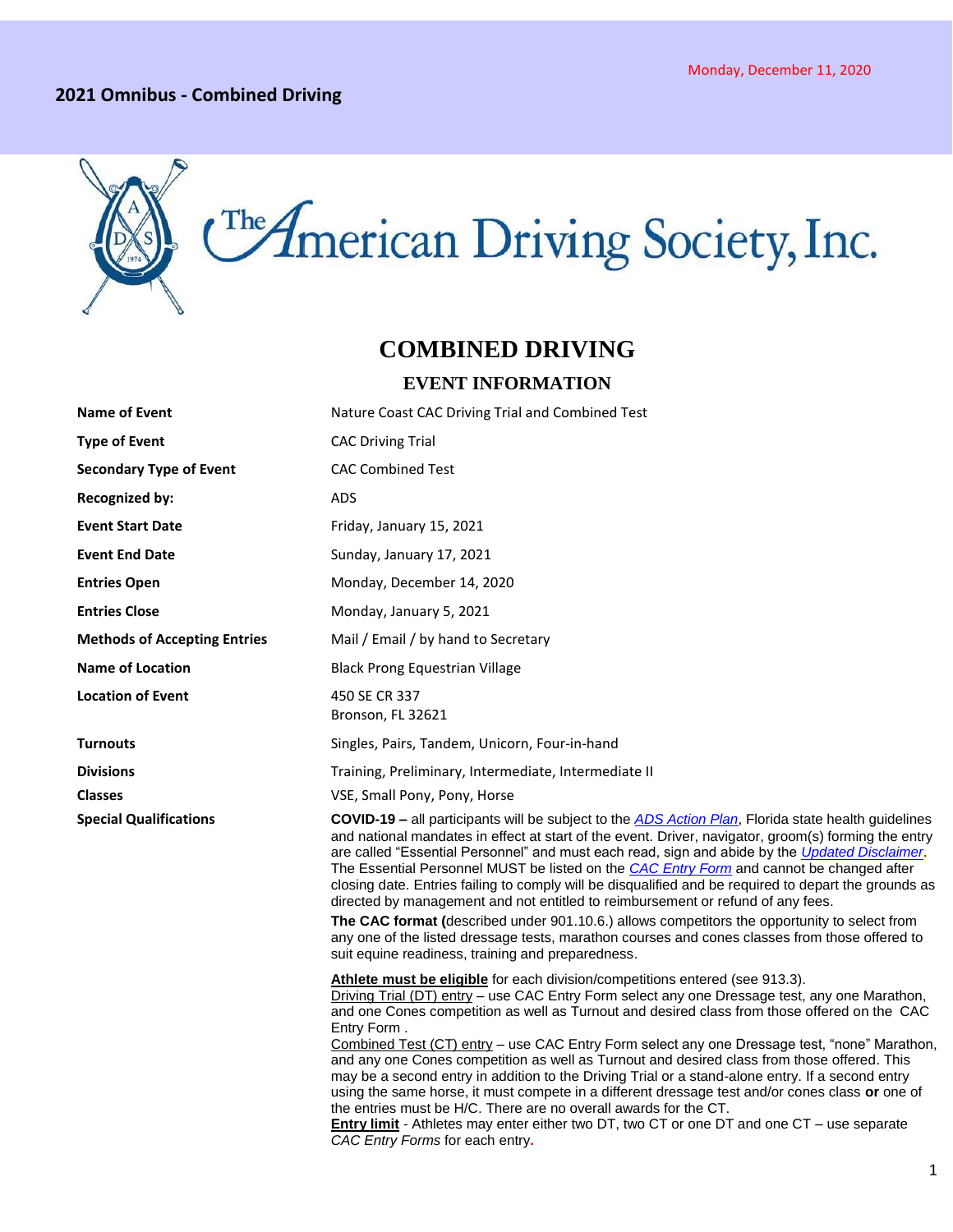## 2021 Omnibus - Combined Driving

Monday, December 11, 2020

The American Driving Society, Inc.

# COMBINED DRIVING

## EVENT INFORMATION

| | |
|---|---|
| **Name of Event** | Nature Coast CAC Driving Trial and Combined Test |
| **Type of Event** | CAC Driving Trial |
| **Secondary Type of Event** | CAC Combined Test |
| **Recognized by:** | ADS |
| **Event Start Date** | Friday, January 15, 2021 |
| **Event End Date** | Sunday, January 17, 2021 |
| **Entries Open** | Monday, December 14, 2020 |
| **Entries Close** | Monday, January 5, 2021 |
| **Methods of Accepting Entries** | Mail / Email / by hand to Secretary |
| **Name of Location** | Black Prong Equestrian Village |
| **Location of Event** | 450 SE CR 337<br>Bronson, FL 32621 |
| **Turnouts** | Singles, Pairs, Tandem, Unicorn, Four-in-hand |
| **Divisions** | Training, Preliminary, Intermediate, Intermediate II |
| **Classes** | VSE, Small Pony, Pony, Horse |
| **Special Qualifications** | See below |

**Special Qualifications**

**COVID-19 –** all participants will be subject to the *ADS Action Plan*, Florida state health guidelines and national mandates in effect at start of the event. Driver, navigator, groom(s) forming the entry are called "Essential Personnel" and must each read, sign and abide by the *Updated Disclaimer*. The Essential Personnel MUST be listed on the *CAC Entry Form* and cannot be changed after closing date. Entries failing to comply will be disqualified and be required to depart the grounds as directed by management and not entitled to reimbursement or refund of any fees.

**The CAC format (**described under 901.10.6.) allows competitors the opportunity to select from any one of the listed dressage tests, marathon courses and cones classes from those offered to suit equine readiness, training and preparedness.

**Athlete must be eligible** for each division/competitions entered (see 913.3).
Driving Trial (DT) entry – use CAC Entry Form select any one Dressage test, any one Marathon, and one Cones competition as well as Turnout and desired class from those offered on the CAC Entry Form .
Combined Test (CT) entry – use CAC Entry Form select any one Dressage test, "none" Marathon, and any one Cones competition as well as Turnout and desired class from those offered. This may be a second entry in addition to the Driving Trial or a stand-alone entry. If a second entry using the same horse, it must compete in a different dressage test and/or cones class **or** one of the entries must be H/C. There are no overall awards for the CT.
**Entry limit** - Athletes may enter either two DT, two CT or one DT and one CT – use separate *CAC Entry Forms* for each entry.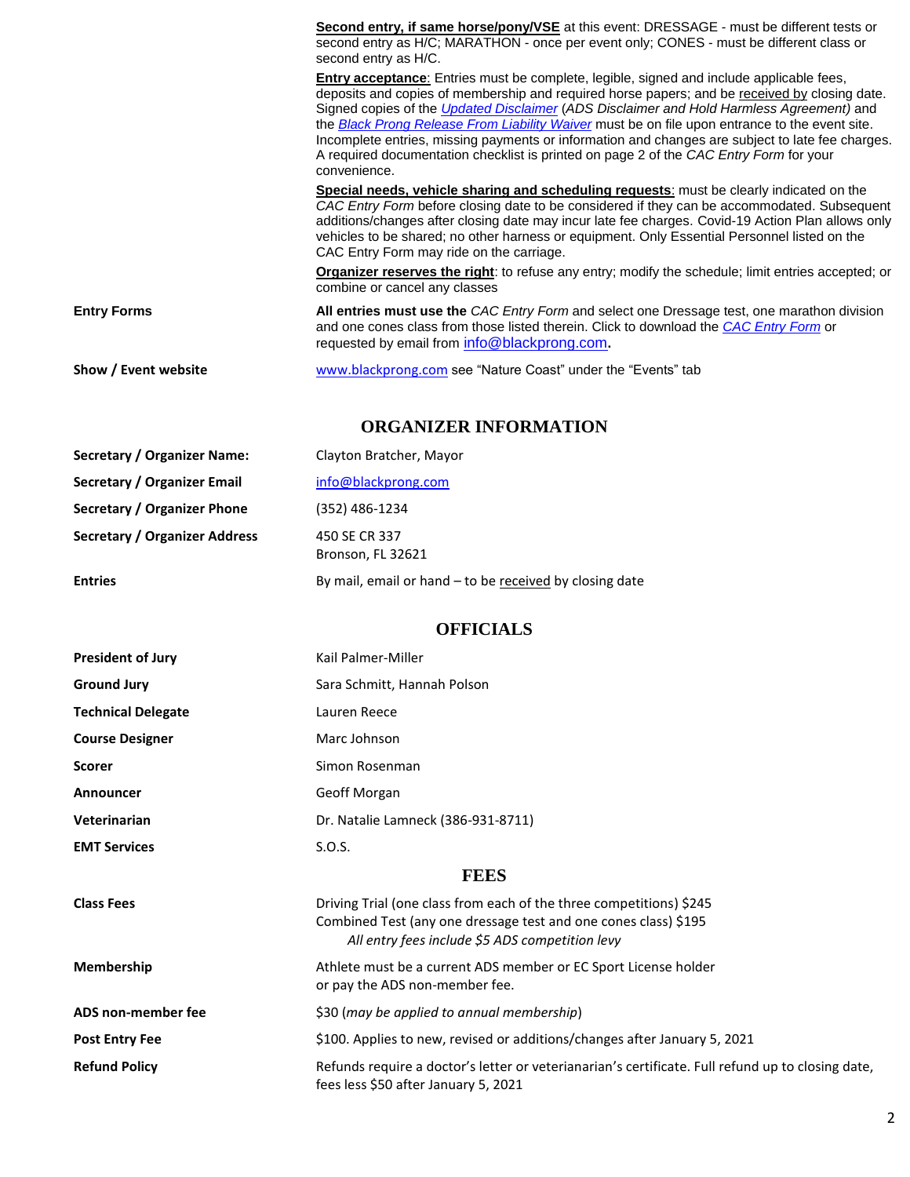| | |
|---|---|
| | **Second entry, if same horse/pony/VSE** at this event: DRESSAGE - must be different tests or second entry as H/C; MARATHON - once per event only; CONES - must be different class or second entry as H/C. |
| | **Entry acceptance**: Entries must be complete, legible, signed and include applicable fees, deposits and copies of membership and required horse papers; and be received by closing date. Signed copies of the *Updated Disclaimer* (*ADS Disclaimer and Hold Harmless Agreement)* and the *Black Prong Release From Liability Waiver* must be on file upon entrance to the event site. Incomplete entries, missing payments or information and changes are subject to late fee charges. A required documentation checklist is printed on page 2 of the *CAC Entry Form* for your convenience. |
| | **Special needs, vehicle sharing and scheduling requests**: must be clearly indicated on the *CAC Entry Form* before closing date to be considered if they can be accommodated. Subsequent additions/changes after closing date may incur late fee charges. Covid-19 Action Plan allows only vehicles to be shared; no other harness or equipment. Only Essential Personnel listed on the CAC Entry Form may ride on the carriage. |
| | **Organizer reserves the right**: to refuse any entry; modify the schedule; limit entries accepted; or combine or cancel any classes |
| **Entry Forms** | **All entries must use the** *CAC Entry Form* and select one Dressage test, one marathon division and one cones class from those listed therein. Click to download the *CAC Entry Form* or requested by email from info@blackprong.com. |
| **Show / Event website** | www.blackprong.com see "Nature Coast" under the "Events" tab |

## ORGANIZER INFORMATION

| | |
|---|---|
| **Secretary / Organizer Name:** | Clayton Bratcher, Mayor |
| **Secretary / Organizer Email** | info@blackprong.com |
| **Secretary / Organizer Phone** | (352) 486-1234 |
| **Secretary / Organizer Address** | 450 SE CR 337<br>Bronson, FL 32621 |
| **Entries** | By mail, email or hand – to be received by closing date |

## OFFICIALS

| | |
|---|---|
| **President of Jury** | Kail Palmer-Miller |
| **Ground Jury** | Sara Schmitt, Hannah Polson |
| **Technical Delegate** | Lauren Reece |
| **Course Designer** | Marc Johnson |
| **Scorer** | Simon Rosenman |
| **Announcer** | Geoff Morgan |
| **Veterinarian** | Dr. Natalie Lamneck (386-931-8711) |
| **EMT Services** | S.O.S. |

## FEES

| | |
|---|---|
| **Class Fees** | Driving Trial (one class from each of the three competitions) $245<br>Combined Test (any one dressage test and one cones class) $195<br>*All entry fees include $5 ADS competition levy* |
| **Membership** | Athlete must be a current ADS member or EC Sport License holder or pay the ADS non-member fee. |
| **ADS non-member fee** | $30 (*may be applied to annual membership*) |
| **Post Entry Fee** | $100. Applies to new, revised or additions/changes after January 5, 2021 |
| **Refund Policy** | Refunds require a doctor's letter or veterianarian's certificate. Full refund up to closing date, fees less $50 after January 5, 2021 |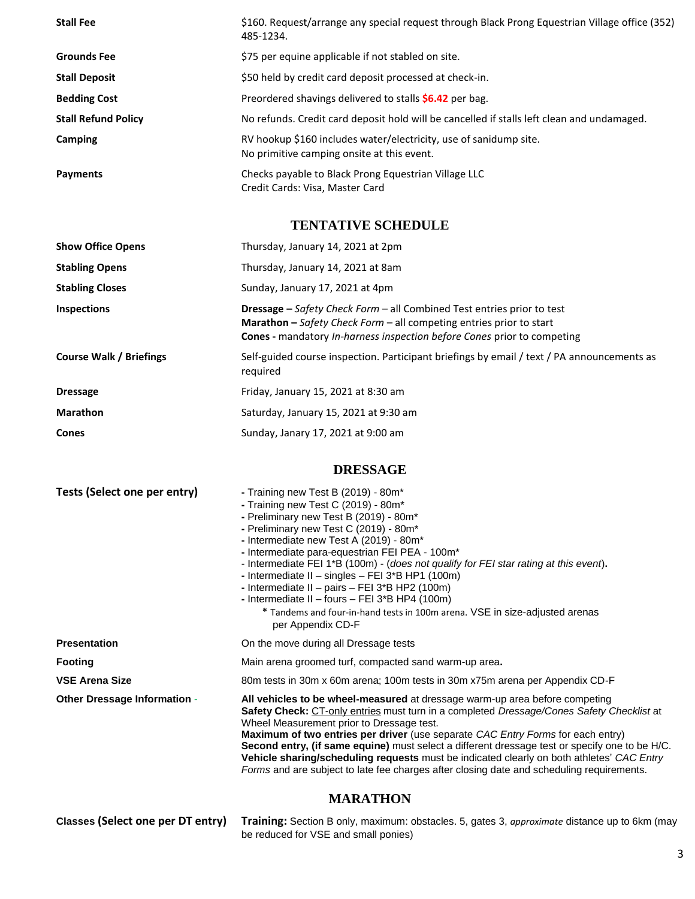| | |
|---|---|
| **Stall Fee** | $160. Request/arrange any special request through Black Prong Equestrian Village office (352) 485-1234. |
| **Grounds Fee** | $75 per equine applicable if not stabled on site. |
| **Stall Deposit** | $50 held by credit card deposit processed at check-in. |
| **Bedding Cost** | Preordered shavings delivered to stalls **$6.42** per bag. |
| **Stall Refund Policy** | No refunds. Credit card deposit hold will be cancelled if stalls left clean and undamaged. |
| **Camping** | RV hookup $160 includes water/electricity, use of sanidump site.<br>No primitive camping onsite at this event. |
| **Payments** | Checks payable to Black Prong Equestrian Village LLC<br>Credit Cards: Visa, Master Card |

## TENTATIVE SCHEDULE

| | |
|---|---|
| **Show Office Opens** | Thursday, January 14, 2021 at 2pm |
| **Stabling Opens** | Thursday, January 14, 2021 at 8am |
| **Stabling Closes** | Sunday, January 17, 2021 at 4pm |
| **Inspections** | **Dressage –** *Safety Check Form* – all Combined Test entries prior to test<br>**Marathon –** *Safety Check Form* – all competing entries prior to start<br>**Cones -** mandatory *In-harness inspection before Cones* prior to competing |
| **Course Walk / Briefings** | Self-guided course inspection. Participant briefings by email / text / PA announcements as required |
| **Dressage** | Friday, January 15, 2021 at 8:30 am |
| **Marathon** | Saturday, January 15, 2021 at 9:30 am |
| **Cones** | Sunday, Janary 17, 2021 at 9:00 am |

## DRESSAGE

| | |
|---|---|
| **Tests (Select one per entry)** | - Training new Test B (2019) - 80m*<br>- Training new Test C (2019) - 80m*<br>- Preliminary new Test B (2019) - 80m*<br>- Preliminary new Test C (2019) - 80m*<br>- Intermediate new Test A (2019) - 80m*<br>- Intermediate para-equestrian FEI PEA - 100m*<br>- Intermediate FEI 1*B (100m) - (*does not qualify for FEI star rating at this event*).<br>- Intermediate II – singles – FEI 3*B HP1 (100m)<br>- Intermediate II – pairs – FEI 3*B HP2 (100m)<br>- Intermediate II – fours – FEI 3*B HP4 (100m)<br>* Tandems and four-in-hand tests in 100m arena. VSE in size-adjusted arenas per Appendix CD-F |
| **Presentation** | On the move during all Dressage tests |
| **Footing** | Main arena groomed turf, compacted sand warm-up area. |
| **VSE Arena Size** | 80m tests in 30m x 60m arena; 100m tests in 30m x75m arena per Appendix CD-F |
| **Other Dressage Information** - | **All vehicles to be wheel-measured** at dressage warm-up area before competing<br>**Safety Check:** CT-only entries must turn in a completed *Dressage/Cones Safety Checklist* at Wheel Measurement prior to Dressage test.<br>**Maximum of two entries per driver** (use separate *CAC Entry Forms* for each entry)<br>**Second entry, (if same equine)** must select a different dressage test or specify one to be H/C.<br>**Vehicle sharing/scheduling requests** must be indicated clearly on both athletes' *CAC Entry Forms* and are subject to late fee charges after closing date and scheduling requirements. |

## MARATHON

| | |
|---|---|
| **Classes (Select one per DT entry)** | **Training:** Section B only, maximum: obstacles. 5, gates 3, *approximate* distance up to 6km (may be reduced for VSE and small ponies) |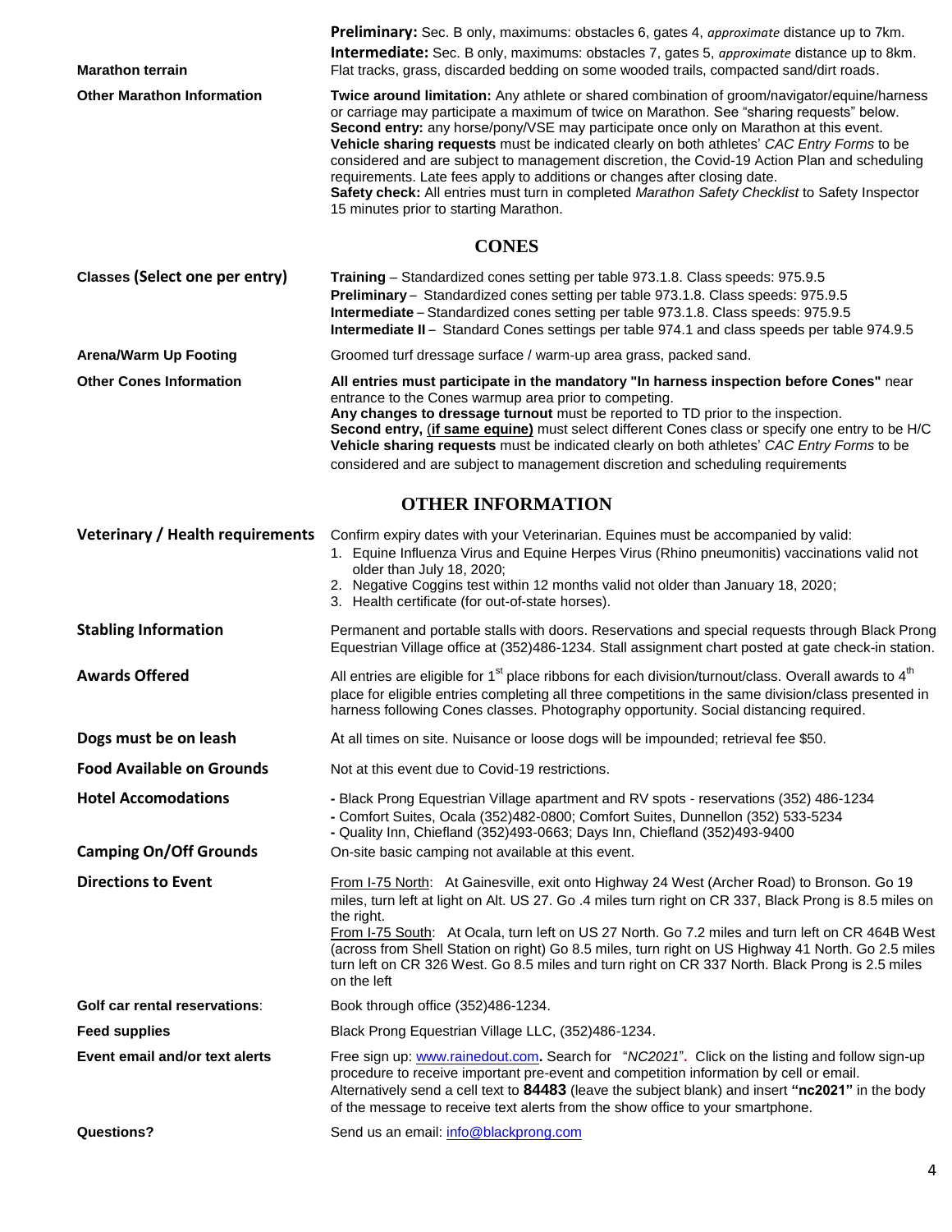| | |
|---|---|
| | **Preliminary:** Sec. B only, maximums: obstacles 6, gates 4, *approximate* distance up to 7km. |
| | **Intermediate:** Sec. B only, maximums: obstacles 7, gates 5, *approximate* distance up to 8km. |
| **Marathon terrain** | Flat tracks, grass, discarded bedding on some wooded trails, compacted sand/dirt roads. |
| **Other Marathon Information** | **Twice around limitation:** Any athlete or shared combination of groom/navigator/equine/harness or carriage may participate a maximum of twice on Marathon. See "sharing requests" below.<br>**Second entry:** any horse/pony/VSE may participate once only on Marathon at this event.<br>**Vehicle sharing requests** must be indicated clearly on both athletes' *CAC Entry Forms* to be considered and are subject to management discretion, the Covid-19 Action Plan and scheduling requirements. Late fees apply to additions or changes after closing date.<br>**Safety check:** All entries must turn in completed *Marathon Safety Checklist* to Safety Inspector 15 minutes prior to starting Marathon. |

## CONES

| | |
|---|---|
| **Classes (Select one per entry)** | **Training** – Standardized cones setting per table 973.1.8. Class speeds: 975.9.5<br>**Preliminary** – Standardized cones setting per table 973.1.8. Class speeds: 975.9.5<br>**Intermediate** – Standardized cones setting per table 973.1.8. Class speeds: 975.9.5<br>**Intermediate II** – Standard Cones settings per table 974.1 and class speeds per table 974.9.5 |
| **Arena/Warm Up Footing** | Groomed turf dressage surface / warm-up area grass, packed sand. |
| **Other Cones Information** | **All entries must participate in the mandatory "In harness inspection before Cones"** near entrance to the Cones warmup area prior to competing.<br>**Any changes to dressage turnout** must be reported to TD prior to the inspection.<br>**Second entry,** (**if same equine**) must select different Cones class or specify one entry to be H/C<br>**Vehicle sharing requests** must be indicated clearly on both athletes' *CAC Entry Forms* to be considered and are subject to management discretion and scheduling requirements |

## OTHER INFORMATION

| | |
|---|---|
| **Veterinary / Health requirements** | Confirm expiry dates with your Veterinarian. Equines must be accompanied by valid:<br>1. Equine Influenza Virus and Equine Herpes Virus (Rhino pneumonitis) vaccinations valid not older than July 18, 2020;<br>2. Negative Coggins test within 12 months valid not older than January 18, 2020;<br>3. Health certificate (for out-of-state horses). |
| **Stabling Information** | Permanent and portable stalls with doors. Reservations and special requests through Black Prong Equestrian Village office at (352)486-1234. Stall assignment chart posted at gate check-in station. |
| **Awards Offered** | All entries are eligible for 1st place ribbons for each division/turnout/class. Overall awards to 4th place for eligible entries completing all three competitions in the same division/class presented in harness following Cones classes. Photography opportunity. Social distancing required. |
| **Dogs must be on leash** | At all times on site. Nuisance or loose dogs will be impounded; retrieval fee $50. |
| **Food Available on Grounds** | Not at this event due to Covid-19 restrictions. |
| **Hotel Accomodations** | - Black Prong Equestrian Village apartment and RV spots - reservations (352) 486-1234<br>- Comfort Suites, Ocala (352)482-0800; Comfort Suites, Dunnellon (352) 533-5234<br>- Quality Inn, Chiefland (352)493-0663; Days Inn, Chiefland (352)493-9400 |
| **Camping On/Off Grounds** | On-site basic camping not available at this event. |
| **Directions to Event** | From I-75 North: At Gainesville, exit onto Highway 24 West (Archer Road) to Bronson. Go 19 miles, turn left at light on Alt. US 27. Go .4 miles turn right on CR 337, Black Prong is 8.5 miles on the right.<br>From I-75 South: At Ocala, turn left on US 27 North. Go 7.2 miles and turn left on CR 464B West (across from Shell Station on right) Go 8.5 miles, turn right on US Highway 41 North. Go 2.5 miles turn left on CR 326 West. Go 8.5 miles and turn right on CR 337 North. Black Prong is 2.5 miles on the left |
| **Golf car rental reservations**: | Book through office (352)486-1234. |
| **Feed supplies** | Black Prong Equestrian Village LLC, (352)486-1234. |
| **Event email and/or text alerts** | Free sign up: www.rainedout.com**.** Search for "*NC2021*"**.** Click on the listing and follow sign-up procedure to receive important pre-event and competition information by cell or email. Alternatively send a cell text to **84483** (leave the subject blank) and insert **"nc2021"** in the body of the message to receive text alerts from the show office to your smartphone. |
| **Questions?** | Send us an email: info@blackprong.com |